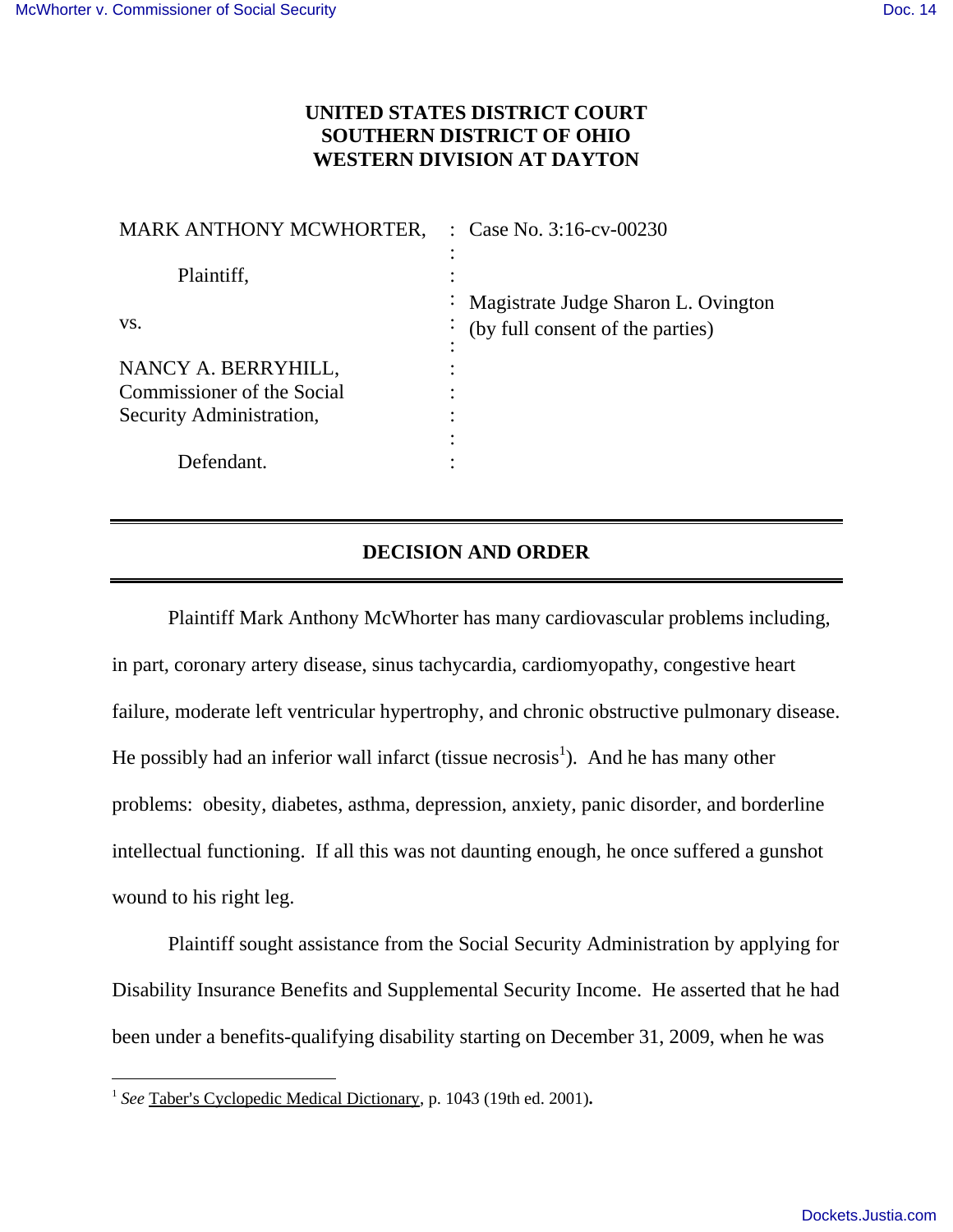**UNITED STATES DISTRICT COURT**
**SOUTHERN DISTRICT OF OHIO**
**WESTERN DIVISION AT DAYTON**

| | | |
|---|---|---|
| MARK ANTHONY MCWHORTER, | : | Case No. 3:16-cv-00230 |
| Plaintiff, | : | |
| vs. | : | Magistrate Judge Sharon L. Ovington (by full consent of the parties) |
| NANCY A. BERRYHILL, Commissioner of the Social Security Administration, | : | |
| Defendant. | : | |

## DECISION AND ORDER

Plaintiff Mark Anthony McWhorter has many cardiovascular problems including, in part, coronary artery disease, sinus tachycardia, cardiomyopathy, congestive heart failure, moderate left ventricular hypertrophy, and chronic obstructive pulmonary disease. He possibly had an inferior wall infarct (tissue necrosis[1]). And he has many other problems: obesity, diabetes, asthma, depression, anxiety, panic disorder, and borderline intellectual functioning. If all this was not daunting enough, he once suffered a gunshot wound to his right leg.

Plaintiff sought assistance from the Social Security Administration by applying for Disability Insurance Benefits and Supplemental Security Income. He asserted that he had been under a benefits-qualifying disability starting on December 31, 2009, when he was

---

[1] *See* Taber's Cyclopedic Medical Dictionary, p. 1043 (19th ed. 2001).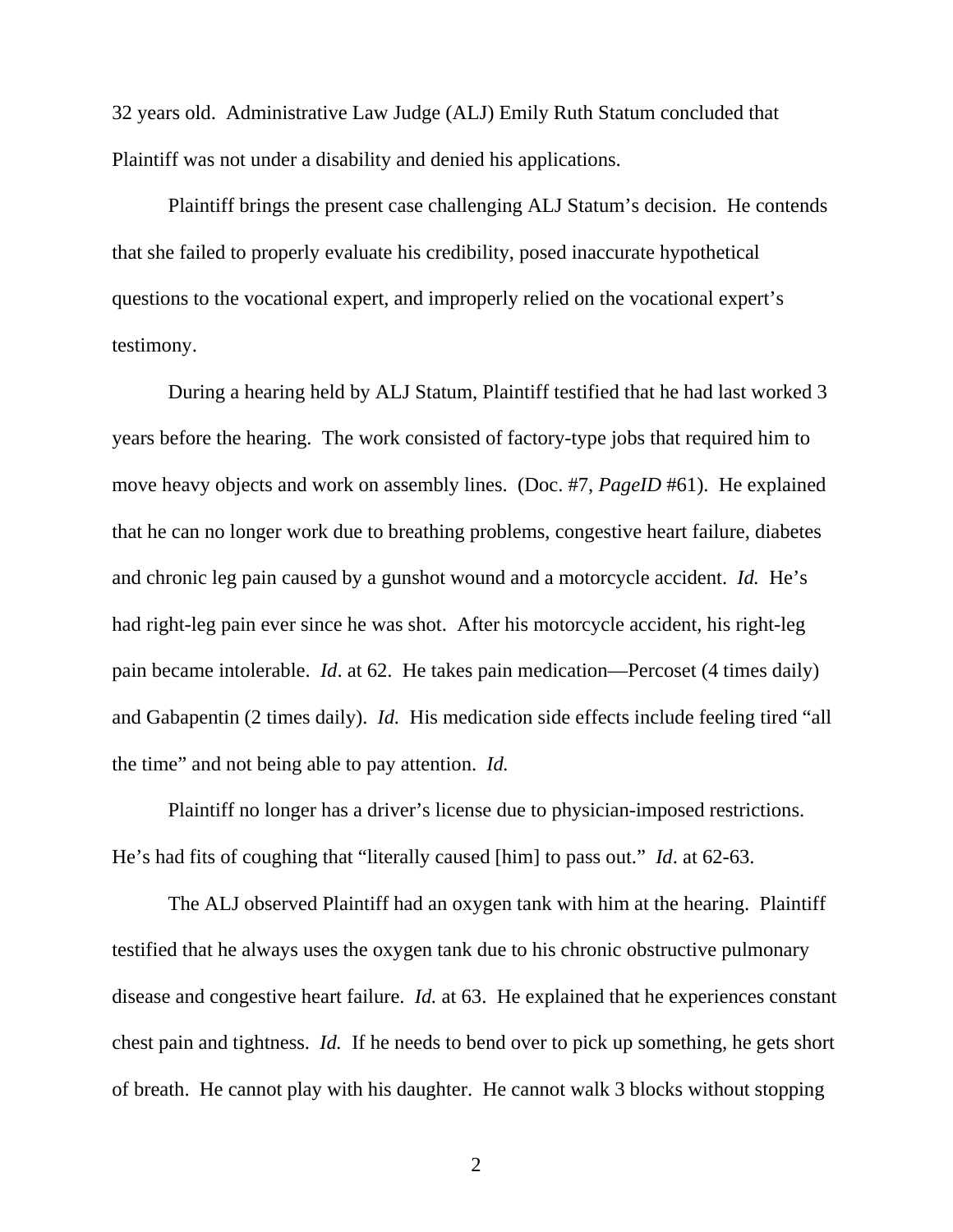32 years old. Administrative Law Judge (ALJ) Emily Ruth Statum concluded that Plaintiff was not under a disability and denied his applications.

Plaintiff brings the present case challenging ALJ Statum's decision. He contends that she failed to properly evaluate his credibility, posed inaccurate hypothetical questions to the vocational expert, and improperly relied on the vocational expert's testimony.

During a hearing held by ALJ Statum, Plaintiff testified that he had last worked 3 years before the hearing. The work consisted of factory-type jobs that required him to move heavy objects and work on assembly lines. (Doc. #7, *PageID* #61). He explained that he can no longer work due to breathing problems, congestive heart failure, diabetes and chronic leg pain caused by a gunshot wound and a motorcycle accident. *Id.* He's had right-leg pain ever since he was shot. After his motorcycle accident, his right-leg pain became intolerable. *Id*. at 62. He takes pain medication—Percoset (4 times daily) and Gabapentin (2 times daily). *Id.* His medication side effects include feeling tired "all the time" and not being able to pay attention. *Id.*

Plaintiff no longer has a driver's license due to physician-imposed restrictions. He's had fits of coughing that "literally caused [him] to pass out." *Id*. at 62-63.

The ALJ observed Plaintiff had an oxygen tank with him at the hearing. Plaintiff testified that he always uses the oxygen tank due to his chronic obstructive pulmonary disease and congestive heart failure. *Id.* at 63. He explained that he experiences constant chest pain and tightness. *Id.* If he needs to bend over to pick up something, he gets short of breath. He cannot play with his daughter. He cannot walk 3 blocks without stopping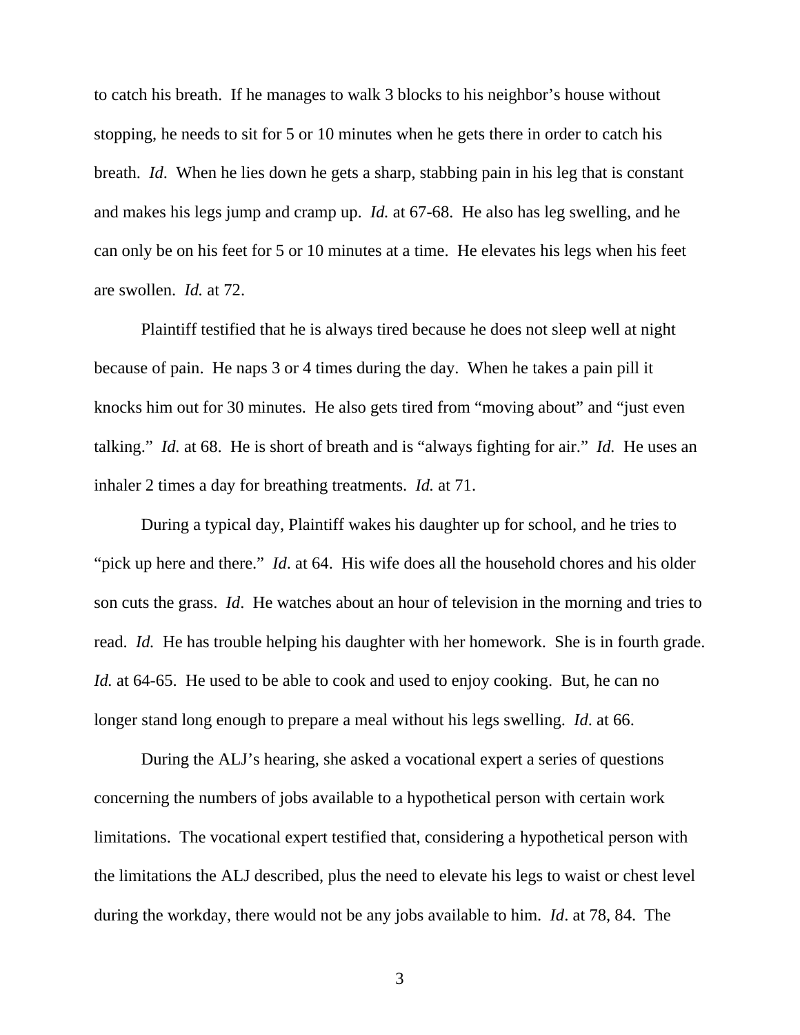to catch his breath. If he manages to walk 3 blocks to his neighbor's house without stopping, he needs to sit for 5 or 10 minutes when he gets there in order to catch his breath. *Id*. When he lies down he gets a sharp, stabbing pain in his leg that is constant and makes his legs jump and cramp up. *Id.* at 67-68. He also has leg swelling, and he can only be on his feet for 5 or 10 minutes at a time. He elevates his legs when his feet are swollen. *Id.* at 72.

Plaintiff testified that he is always tired because he does not sleep well at night because of pain. He naps 3 or 4 times during the day. When he takes a pain pill it knocks him out for 30 minutes. He also gets tired from "moving about" and "just even talking." *Id.* at 68. He is short of breath and is "always fighting for air." *Id.* He uses an inhaler 2 times a day for breathing treatments. *Id.* at 71.

During a typical day, Plaintiff wakes his daughter up for school, and he tries to "pick up here and there." *Id*. at 64. His wife does all the household chores and his older son cuts the grass. *Id*. He watches about an hour of television in the morning and tries to read. *Id.* He has trouble helping his daughter with her homework. She is in fourth grade. *Id.* at 64-65. He used to be able to cook and used to enjoy cooking. But, he can no longer stand long enough to prepare a meal without his legs swelling. *Id*. at 66.

During the ALJ's hearing, she asked a vocational expert a series of questions concerning the numbers of jobs available to a hypothetical person with certain work limitations. The vocational expert testified that, considering a hypothetical person with the limitations the ALJ described, plus the need to elevate his legs to waist or chest level during the workday, there would not be any jobs available to him. *Id*. at 78, 84. The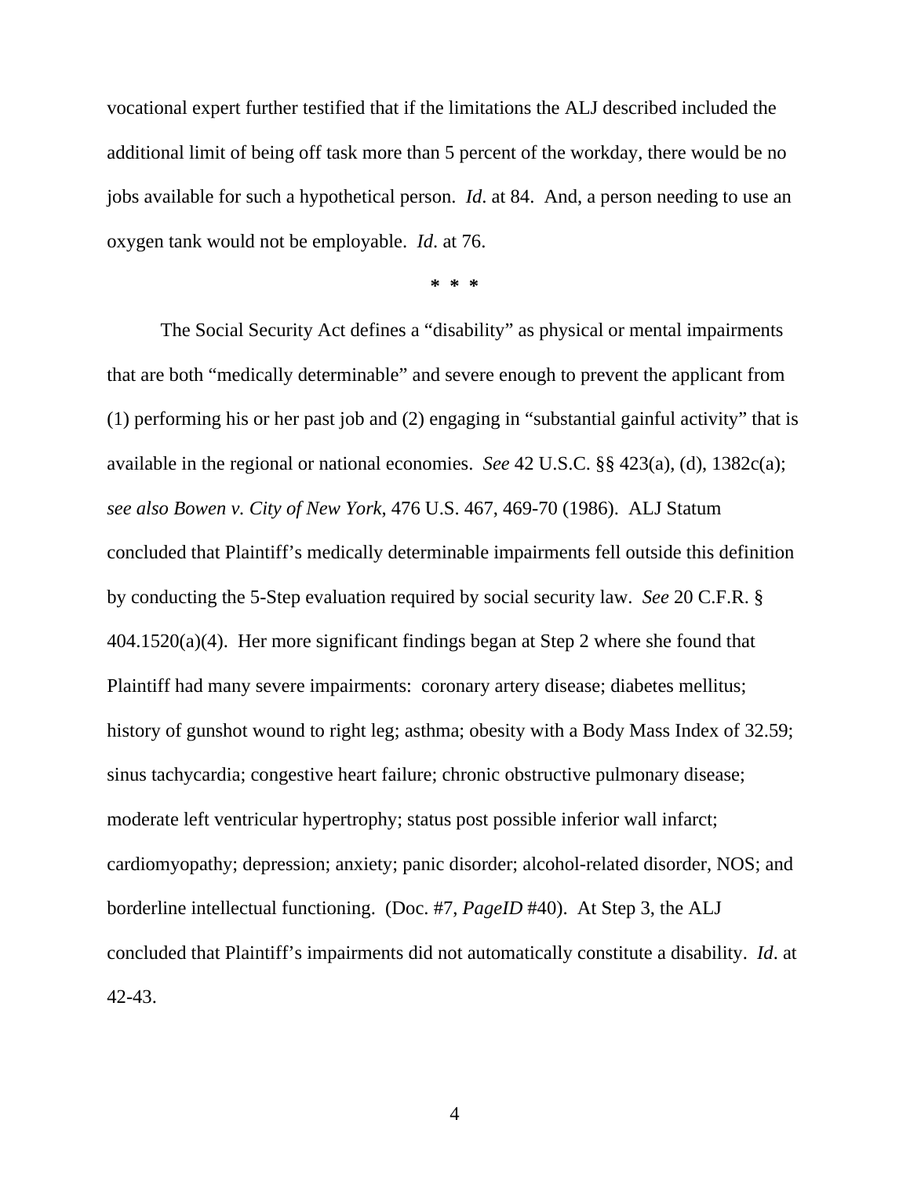vocational expert further testified that if the limitations the ALJ described included the additional limit of being off task more than 5 percent of the workday, there would be no jobs available for such a hypothetical person. *Id*. at 84. And, a person needing to use an oxygen tank would not be employable. *Id*. at 76.

*** * ***

The Social Security Act defines a "disability" as physical or mental impairments that are both "medically determinable" and severe enough to prevent the applicant from (1) performing his or her past job and (2) engaging in "substantial gainful activity" that is available in the regional or national economies. *See* 42 U.S.C. §§ 423(a), (d), 1382c(a); *see also Bowen v. City of New York*, 476 U.S. 467, 469-70 (1986). ALJ Statum concluded that Plaintiff's medically determinable impairments fell outside this definition by conducting the 5-Step evaluation required by social security law. *See* 20 C.F.R. § 404.1520(a)(4). Her more significant findings began at Step 2 where she found that Plaintiff had many severe impairments: coronary artery disease; diabetes mellitus; history of gunshot wound to right leg; asthma; obesity with a Body Mass Index of 32.59; sinus tachycardia; congestive heart failure; chronic obstructive pulmonary disease; moderate left ventricular hypertrophy; status post possible inferior wall infarct; cardiomyopathy; depression; anxiety; panic disorder; alcohol-related disorder, NOS; and borderline intellectual functioning. (Doc. #7, *PageID* #40). At Step 3, the ALJ concluded that Plaintiff's impairments did not automatically constitute a disability. *Id*. at 42-43.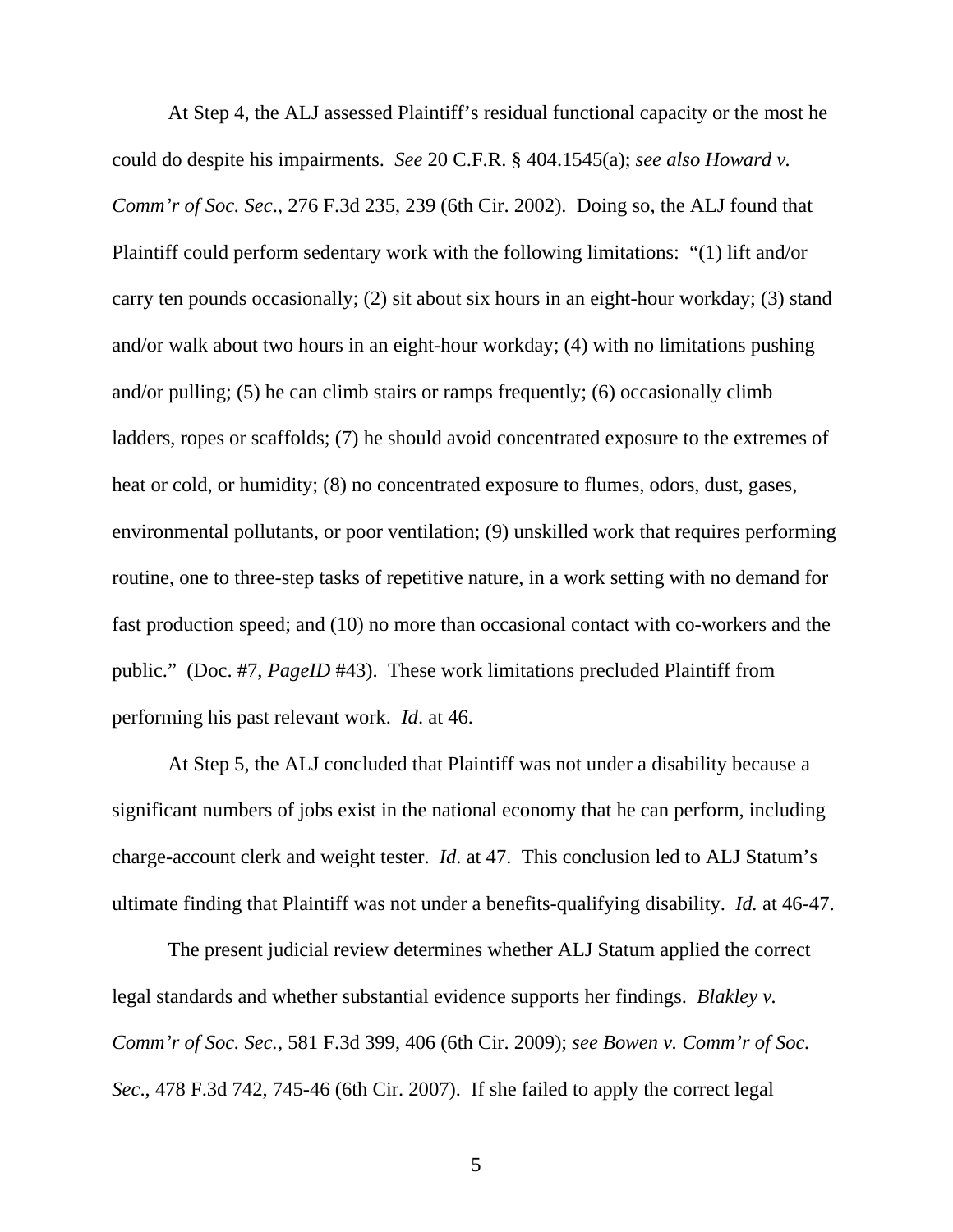At Step 4, the ALJ assessed Plaintiff's residual functional capacity or the most he could do despite his impairments. *See* 20 C.F.R. § 404.1545(a); *see also Howard v. Comm'r of Soc. Sec*., 276 F.3d 235, 239 (6th Cir. 2002). Doing so, the ALJ found that Plaintiff could perform sedentary work with the following limitations: "(1) lift and/or carry ten pounds occasionally; (2) sit about six hours in an eight-hour workday; (3) stand and/or walk about two hours in an eight-hour workday; (4) with no limitations pushing and/or pulling; (5) he can climb stairs or ramps frequently; (6) occasionally climb ladders, ropes or scaffolds; (7) he should avoid concentrated exposure to the extremes of heat or cold, or humidity; (8) no concentrated exposure to flumes, odors, dust, gases, environmental pollutants, or poor ventilation; (9) unskilled work that requires performing routine, one to three-step tasks of repetitive nature, in a work setting with no demand for fast production speed; and (10) no more than occasional contact with co-workers and the public." (Doc. #7, *PageID* #43). These work limitations precluded Plaintiff from performing his past relevant work. *Id*. at 46.

At Step 5, the ALJ concluded that Plaintiff was not under a disability because a significant numbers of jobs exist in the national economy that he can perform, including charge-account clerk and weight tester. *Id*. at 47. This conclusion led to ALJ Statum's ultimate finding that Plaintiff was not under a benefits-qualifying disability. *Id.* at 46-47.

The present judicial review determines whether ALJ Statum applied the correct legal standards and whether substantial evidence supports her findings. *Blakley v. Comm'r of Soc. Sec.*, 581 F.3d 399, 406 (6th Cir. 2009); *see Bowen v. Comm'r of Soc. Sec*., 478 F.3d 742, 745-46 (6th Cir. 2007). If she failed to apply the correct legal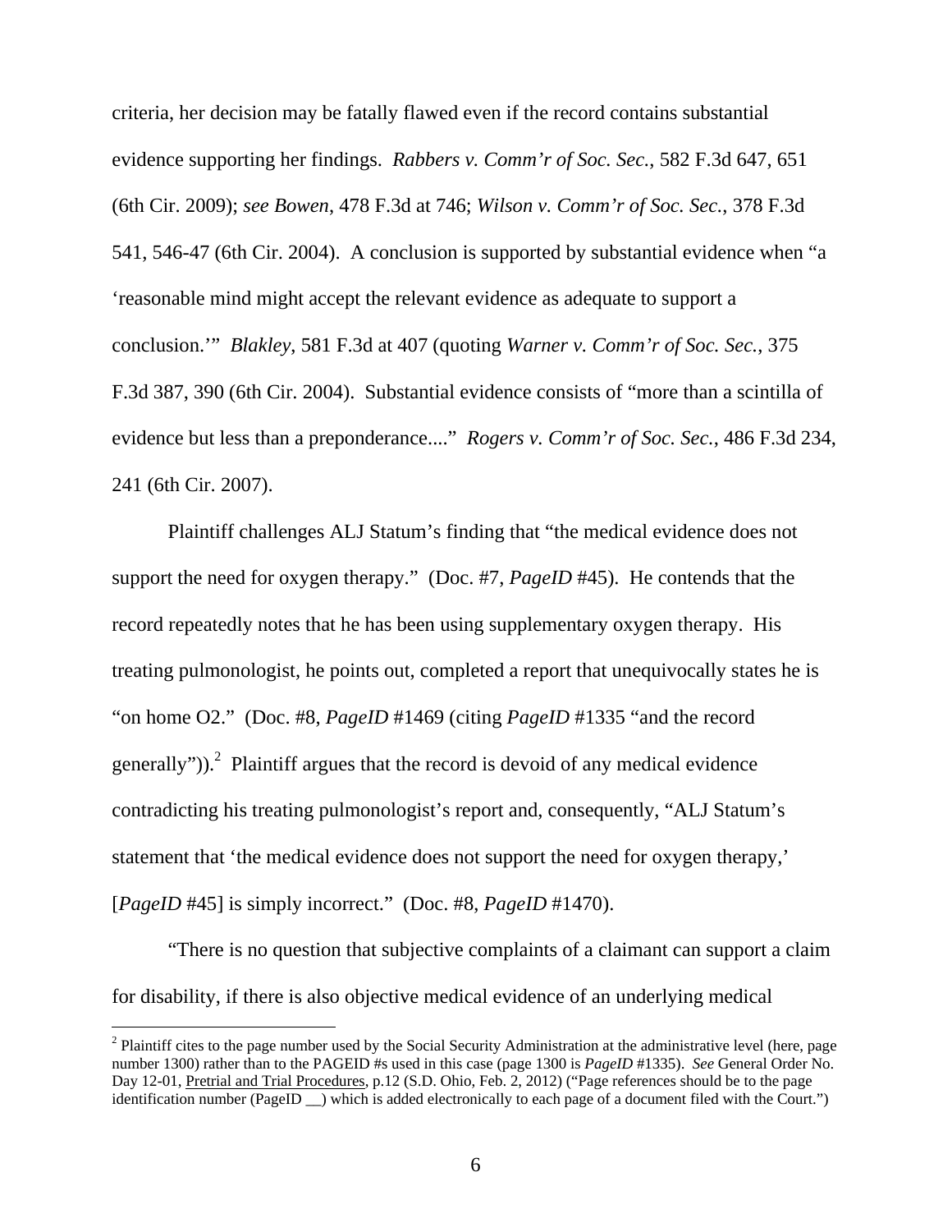criteria, her decision may be fatally flawed even if the record contains substantial evidence supporting her findings. *Rabbers v. Comm'r of Soc. Sec.*, 582 F.3d 647, 651 (6th Cir. 2009); *see Bowen*, 478 F.3d at 746; *Wilson v. Comm'r of Soc. Sec.*, 378 F.3d 541, 546-47 (6th Cir. 2004). A conclusion is supported by substantial evidence when "a 'reasonable mind might accept the relevant evidence as adequate to support a conclusion.'" *Blakley*, 581 F.3d at 407 (quoting *Warner v. Comm'r of Soc. Sec.*, 375 F.3d 387, 390 (6th Cir. 2004). Substantial evidence consists of "more than a scintilla of evidence but less than a preponderance...." *Rogers v. Comm'r of Soc. Sec.*, 486 F.3d 234, 241 (6th Cir. 2007).

Plaintiff challenges ALJ Statum's finding that "the medical evidence does not support the need for oxygen therapy." (Doc. #7, *PageID* #45). He contends that the record repeatedly notes that he has been using supplementary oxygen therapy. His treating pulmonologist, he points out, completed a report that unequivocally states he is "on home O2." (Doc. #8, *PageID* #1469 (citing *PageID* #1335 "and the record generally")).[2] Plaintiff argues that the record is devoid of any medical evidence contradicting his treating pulmonologist's report and, consequently, "ALJ Statum's statement that 'the medical evidence does not support the need for oxygen therapy,' [*PageID* #45] is simply incorrect." (Doc. #8, *PageID* #1470).

"There is no question that subjective complaints of a claimant can support a claim for disability, if there is also objective medical evidence of an underlying medical

[2] Plaintiff cites to the page number used by the Social Security Administration at the administrative level (here, page number 1300) rather than to the PAGEID #s used in this case (page 1300 is *PageID* #1335). *See* General Order No. Day 12-01, Pretrial and Trial Procedures, p.12 (S.D. Ohio, Feb. 2, 2012) ("Page references should be to the page identification number (PageID __) which is added electronically to each page of a document filed with the Court.")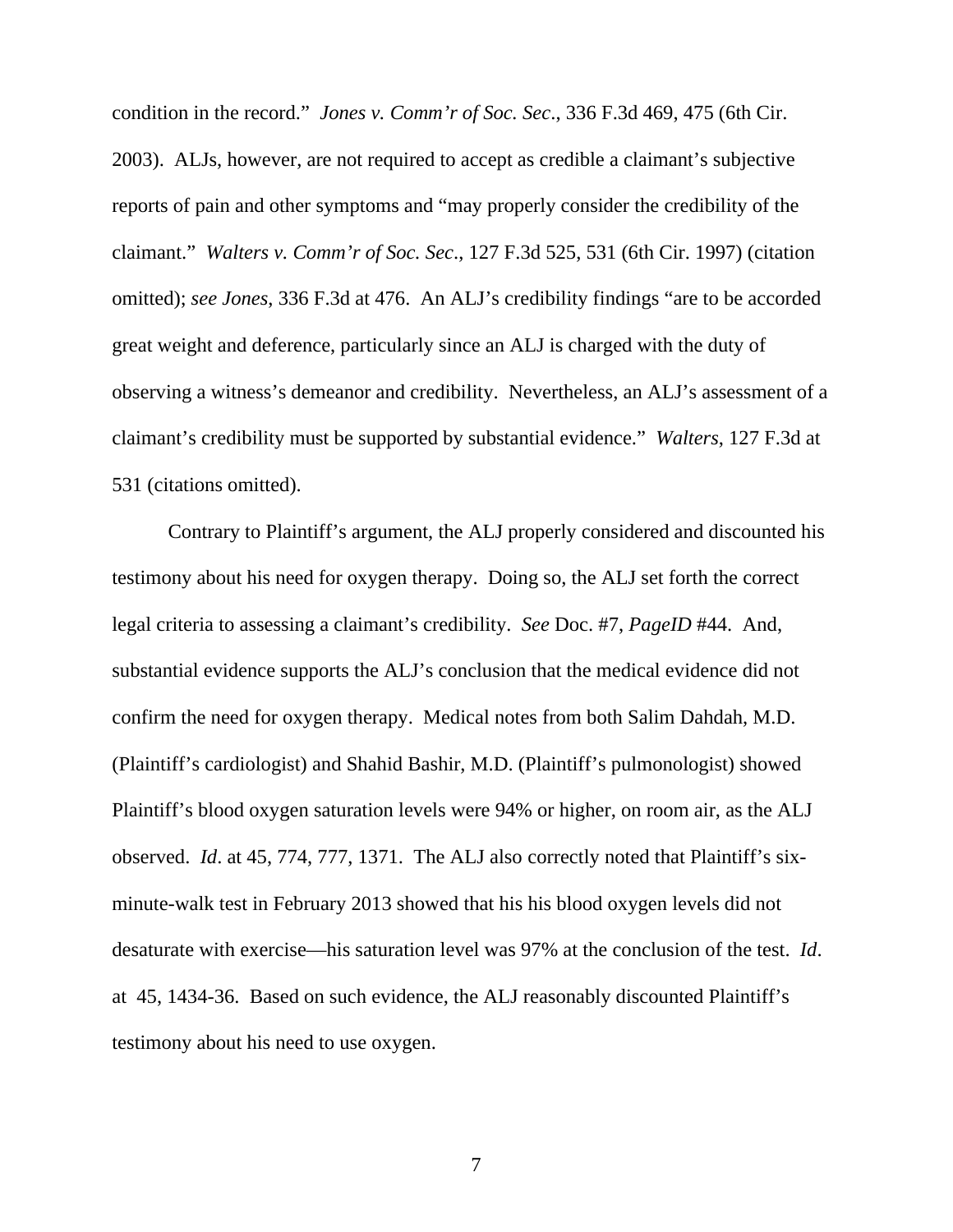condition in the record." *Jones v. Comm'r of Soc. Sec*., 336 F.3d 469, 475 (6th Cir. 2003). ALJs, however, are not required to accept as credible a claimant's subjective reports of pain and other symptoms and "may properly consider the credibility of the claimant." *Walters v. Comm'r of Soc. Sec*., 127 F.3d 525, 531 (6th Cir. 1997) (citation omitted); *see Jones*, 336 F.3d at 476. An ALJ's credibility findings "are to be accorded great weight and deference, particularly since an ALJ is charged with the duty of observing a witness's demeanor and credibility. Nevertheless, an ALJ's assessment of a claimant's credibility must be supported by substantial evidence." *Walters*, 127 F.3d at 531 (citations omitted).

Contrary to Plaintiff's argument, the ALJ properly considered and discounted his testimony about his need for oxygen therapy. Doing so, the ALJ set forth the correct legal criteria to assessing a claimant's credibility. *See* Doc. #7, *PageID* #44. And, substantial evidence supports the ALJ's conclusion that the medical evidence did not confirm the need for oxygen therapy. Medical notes from both Salim Dahdah, M.D. (Plaintiff's cardiologist) and Shahid Bashir, M.D. (Plaintiff's pulmonologist) showed Plaintiff's blood oxygen saturation levels were 94% or higher, on room air, as the ALJ observed. *Id*. at 45, 774, 777, 1371. The ALJ also correctly noted that Plaintiff's six-minute-walk test in February 2013 showed that his his blood oxygen levels did not desaturate with exercise—his saturation level was 97% at the conclusion of the test. *Id*. at 45, 1434-36. Based on such evidence, the ALJ reasonably discounted Plaintiff's testimony about his need to use oxygen.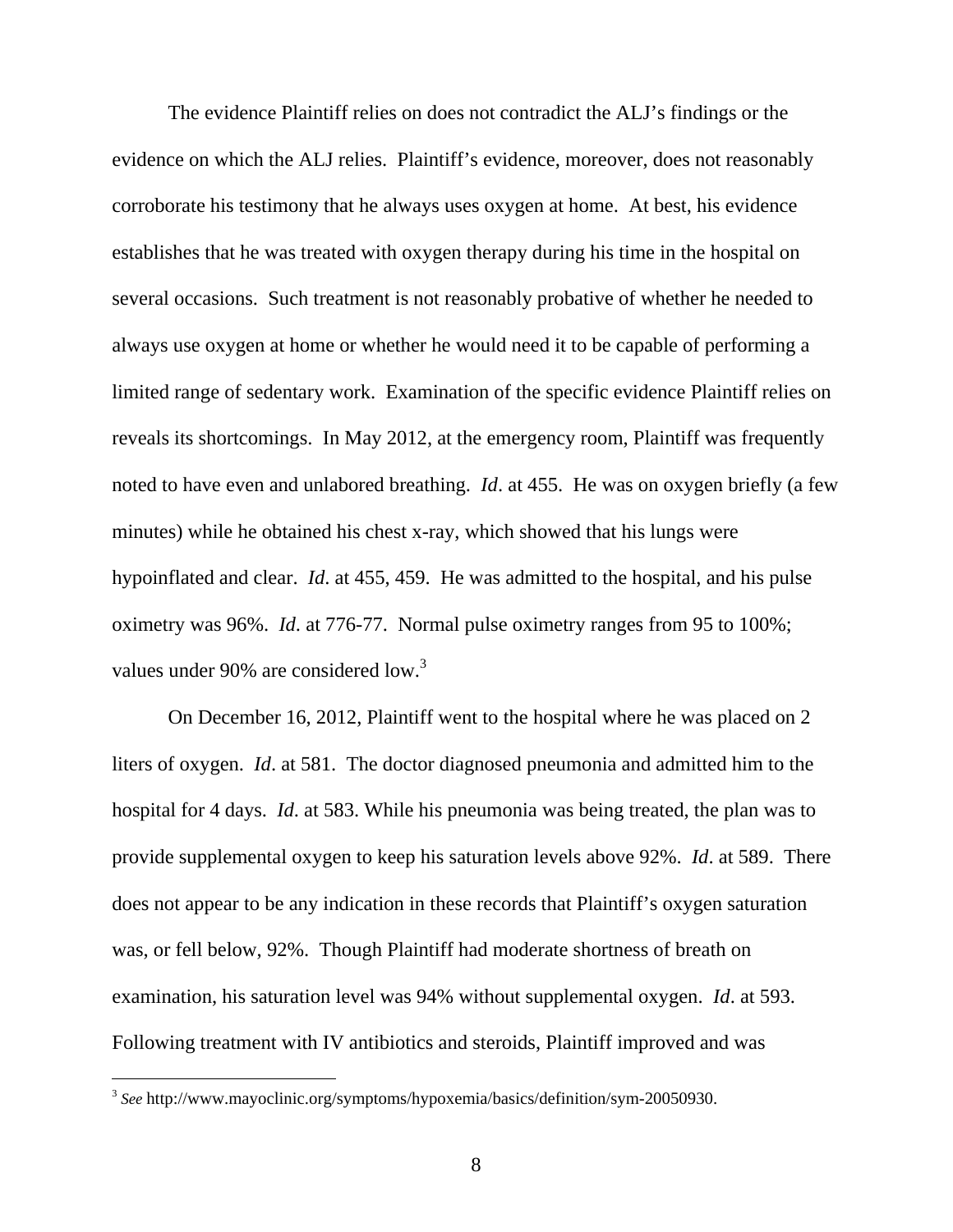The evidence Plaintiff relies on does not contradict the ALJ's findings or the evidence on which the ALJ relies. Plaintiff's evidence, moreover, does not reasonably corroborate his testimony that he always uses oxygen at home. At best, his evidence establishes that he was treated with oxygen therapy during his time in the hospital on several occasions. Such treatment is not reasonably probative of whether he needed to always use oxygen at home or whether he would need it to be capable of performing a limited range of sedentary work. Examination of the specific evidence Plaintiff relies on reveals its shortcomings. In May 2012, at the emergency room, Plaintiff was frequently noted to have even and unlabored breathing. *Id*. at 455. He was on oxygen briefly (a few minutes) while he obtained his chest x-ray, which showed that his lungs were hypoinflated and clear. *Id*. at 455, 459. He was admitted to the hospital, and his pulse oximetry was 96%. *Id*. at 776-77. Normal pulse oximetry ranges from 95 to 100%; values under 90% are considered low.[3]

On December 16, 2012, Plaintiff went to the hospital where he was placed on 2 liters of oxygen. *Id*. at 581. The doctor diagnosed pneumonia and admitted him to the hospital for 4 days. *Id*. at 583. While his pneumonia was being treated, the plan was to provide supplemental oxygen to keep his saturation levels above 92%. *Id*. at 589. There does not appear to be any indication in these records that Plaintiff's oxygen saturation was, or fell below, 92%. Though Plaintiff had moderate shortness of breath on examination, his saturation level was 94% without supplemental oxygen. *Id*. at 593. Following treatment with IV antibiotics and steroids, Plaintiff improved and was

---

[3] *See* http://www.mayoclinic.org/symptoms/hypoxemia/basics/definition/sym-20050930.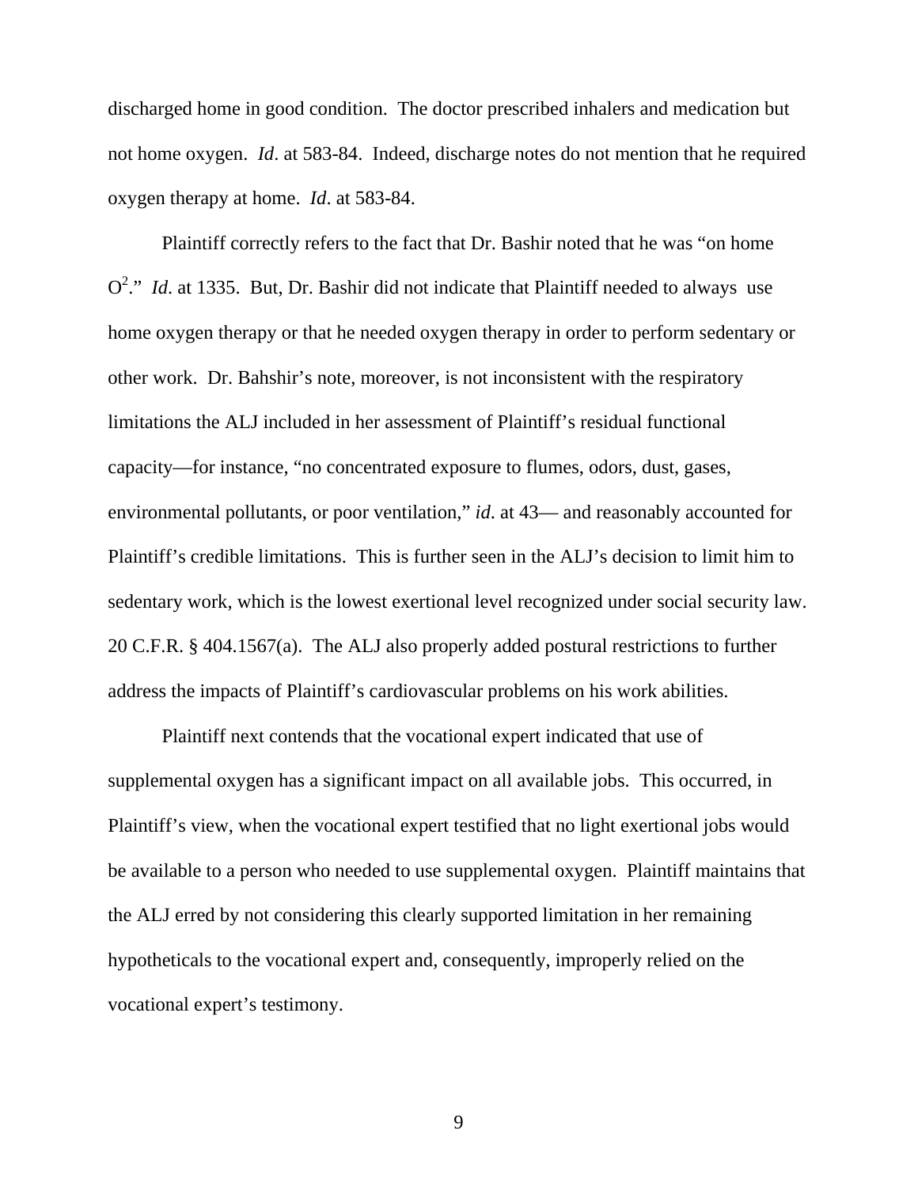discharged home in good condition. The doctor prescribed inhalers and medication but not home oxygen. *Id*. at 583-84. Indeed, discharge notes do not mention that he required oxygen therapy at home. *Id*. at 583-84.

Plaintiff correctly refers to the fact that Dr. Bashir noted that he was "on home $O^2$." *Id*. at 1335. But, Dr. Bashir did not indicate that Plaintiff needed to always use home oxygen therapy or that he needed oxygen therapy in order to perform sedentary or other work. Dr. Bahshir's note, moreover, is not inconsistent with the respiratory limitations the ALJ included in her assessment of Plaintiff's residual functional capacity—for instance, "no concentrated exposure to flumes, odors, dust, gases, environmental pollutants, or poor ventilation," *id*. at 43— and reasonably accounted for Plaintiff's credible limitations. This is further seen in the ALJ's decision to limit him to sedentary work, which is the lowest exertional level recognized under social security law. 20 C.F.R. § 404.1567(a). The ALJ also properly added postural restrictions to further address the impacts of Plaintiff's cardiovascular problems on his work abilities.

Plaintiff next contends that the vocational expert indicated that use of supplemental oxygen has a significant impact on all available jobs. This occurred, in Plaintiff's view, when the vocational expert testified that no light exertional jobs would be available to a person who needed to use supplemental oxygen. Plaintiff maintains that the ALJ erred by not considering this clearly supported limitation in her remaining hypotheticals to the vocational expert and, consequently, improperly relied on the vocational expert's testimony.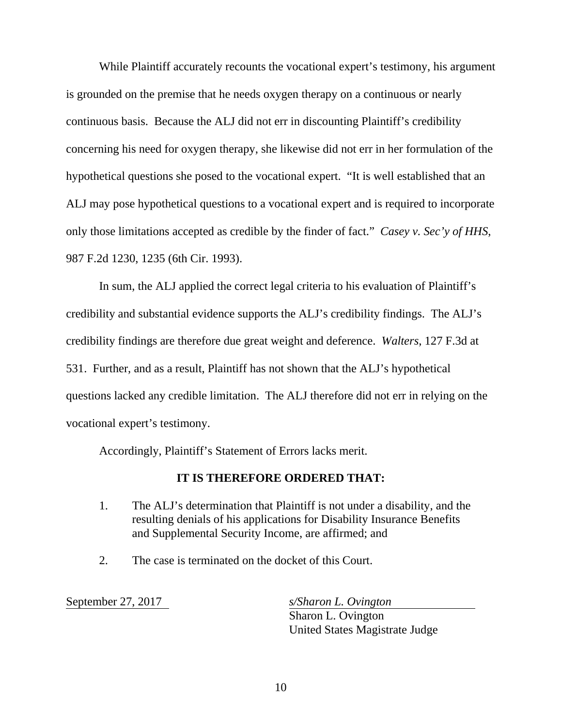While Plaintiff accurately recounts the vocational expert's testimony, his argument is grounded on the premise that he needs oxygen therapy on a continuous or nearly continuous basis. Because the ALJ did not err in discounting Plaintiff's credibility concerning his need for oxygen therapy, she likewise did not err in her formulation of the hypothetical questions she posed to the vocational expert. "It is well established that an ALJ may pose hypothetical questions to a vocational expert and is required to incorporate only those limitations accepted as credible by the finder of fact." *Casey v. Sec'y of HHS*, 987 F.2d 1230, 1235 (6th Cir. 1993).

In sum, the ALJ applied the correct legal criteria to his evaluation of Plaintiff's credibility and substantial evidence supports the ALJ's credibility findings. The ALJ's credibility findings are therefore due great weight and deference. *Walters*, 127 F.3d at 531. Further, and as a result, Plaintiff has not shown that the ALJ's hypothetical questions lacked any credible limitation. The ALJ therefore did not err in relying on the vocational expert's testimony.

Accordingly, Plaintiff's Statement of Errors lacks merit.

**IT IS THEREFORE ORDERED THAT:**

1. The ALJ's determination that Plaintiff is not under a disability, and the resulting denials of his applications for Disability Insurance Benefits and Supplemental Security Income, are affirmed; and

2. The case is terminated on the docket of this Court.

September 27, 2017

*s/Sharon L. Ovington*
Sharon L. Ovington
United States Magistrate Judge